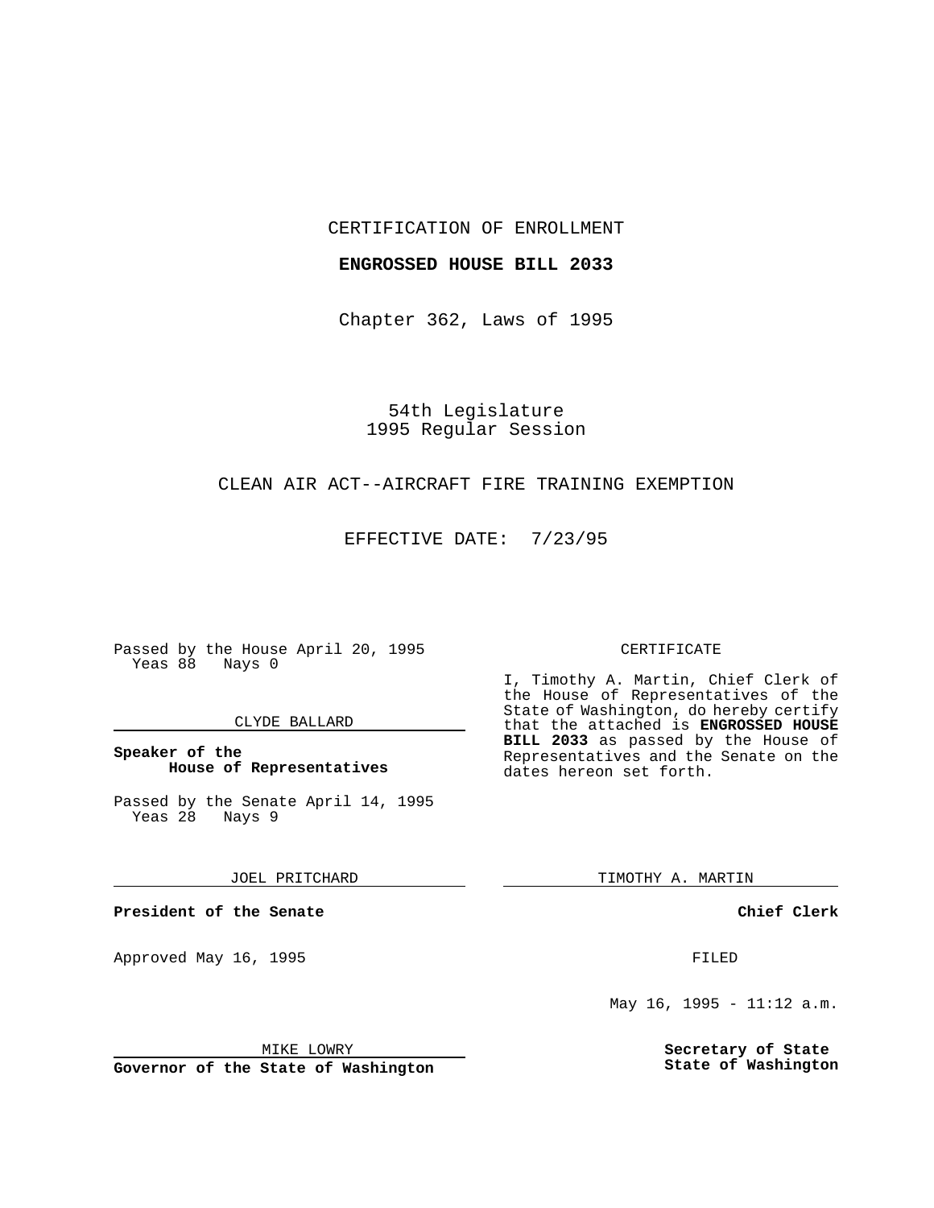CERTIFICATION OF ENROLLMENT

**ENGROSSED HOUSE BILL 2033**

Chapter 362, Laws of 1995

54th Legislature
1995 Regular Session

CLEAN AIR ACT--AIRCRAFT FIRE TRAINING EXEMPTION

EFFECTIVE DATE: 7/23/95

Passed by the House April 20, 1995
Yeas 88 Nays 0

CLYDE BALLARD

**Speaker of the House of Representatives**

Passed by the Senate April 14, 1995
Yeas 28 Nays 9

JOEL PRITCHARD

**President of the Senate**

Approved May 16, 1995

MIKE LOWRY

**Governor of the State of Washington**

CERTIFICATE

I, Timothy A. Martin, Chief Clerk of the House of Representatives of the State of Washington, do hereby certify that the attached is **ENGROSSED HOUSE BILL 2033** as passed by the House of Representatives and the Senate on the dates hereon set forth.

TIMOTHY A. MARTIN

**Chief Clerk**

FILED

May 16, 1995 - 11:12 a.m.

**Secretary of State**
**State of Washington**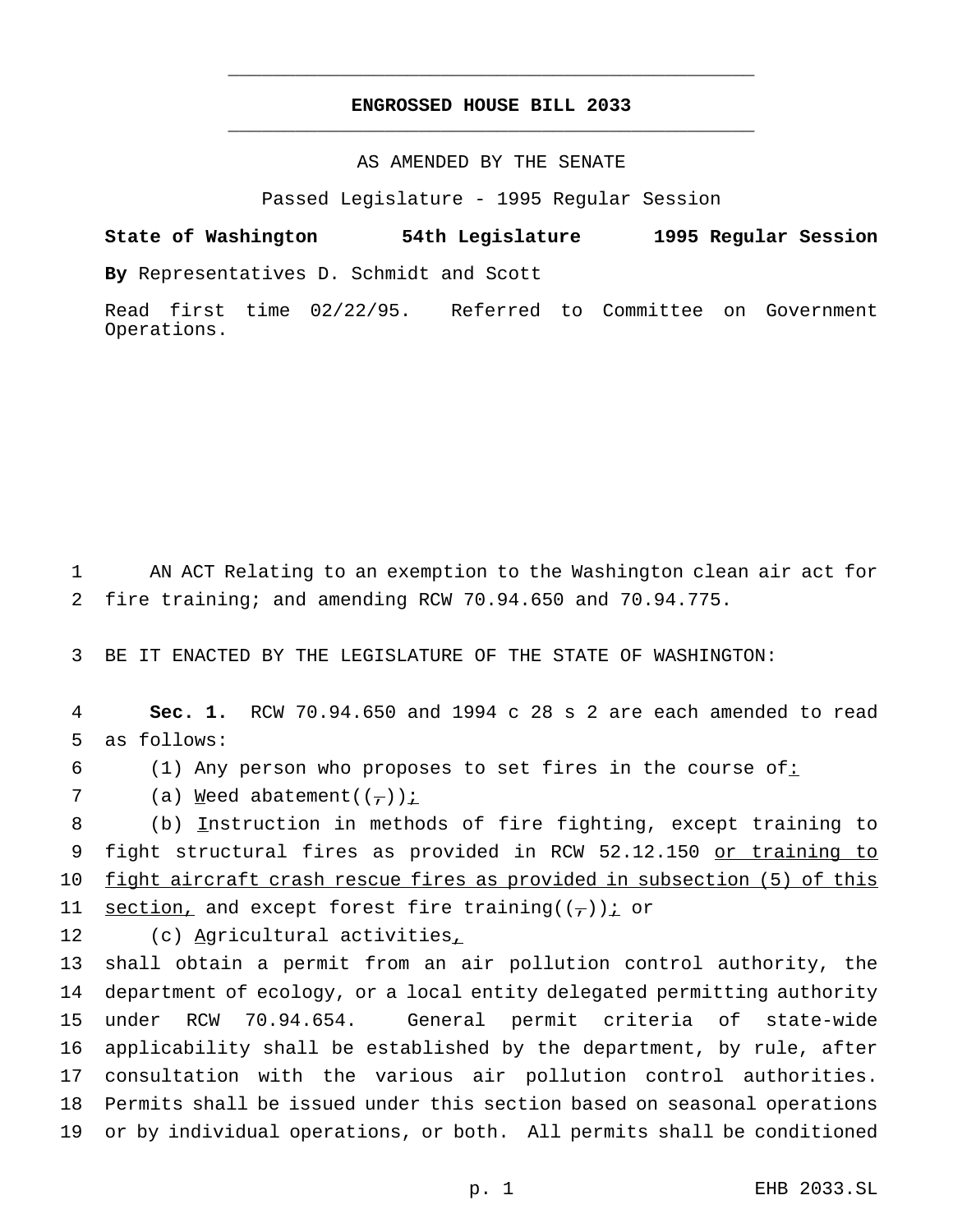# ENGROSSED HOUSE BILL 2033

AS AMENDED BY THE SENATE

Passed Legislature - 1995 Regular Session

**State of Washington 54th Legislature 1995 Regular Session**

**By** Representatives D. Schmidt and Scott

Read first time 02/22/95. Referred to Committee on Government Operations.

AN ACT Relating to an exemption to the Washington clean air act for fire training; and amending RCW 70.94.650 and 70.94.775.

BE IT ENACTED BY THE LEGISLATURE OF THE STATE OF WASHINGTON:

**Sec. 1.** RCW 70.94.650 and 1994 c 28 s 2 are each amended to read as follows:

(1) Any person who proposes to set fires in the course of:

(a) Weed abatement((,));

(b) Instruction in methods of fire fighting, except training to fight structural fires as provided in RCW 52.12.150 or training to fight aircraft crash rescue fires as provided in subsection (5) of this section, and except forest fire training((,)); or

(c) Agricultural activities,

shall obtain a permit from an air pollution control authority, the department of ecology, or a local entity delegated permitting authority under RCW 70.94.654. General permit criteria of state-wide applicability shall be established by the department, by rule, after consultation with the various air pollution control authorities. Permits shall be issued under this section based on seasonal operations or by individual operations, or both. All permits shall be conditioned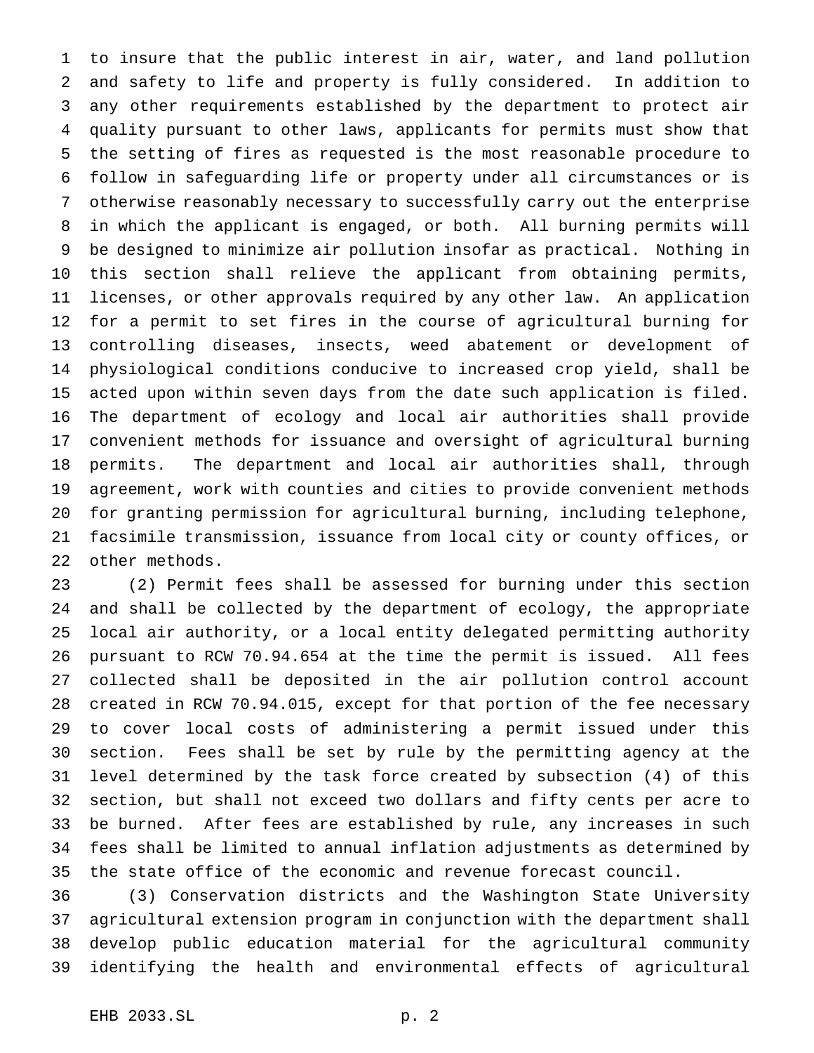to insure that the public interest in air, water, and land pollution and safety to life and property is fully considered. In addition to any other requirements established by the department to protect air quality pursuant to other laws, applicants for permits must show that the setting of fires as requested is the most reasonable procedure to follow in safeguarding life or property under all circumstances or is otherwise reasonably necessary to successfully carry out the enterprise in which the applicant is engaged, or both. All burning permits will be designed to minimize air pollution insofar as practical. Nothing in this section shall relieve the applicant from obtaining permits, licenses, or other approvals required by any other law. An application for a permit to set fires in the course of agricultural burning for controlling diseases, insects, weed abatement or development of physiological conditions conducive to increased crop yield, shall be acted upon within seven days from the date such application is filed. The department of ecology and local air authorities shall provide convenient methods for issuance and oversight of agricultural burning permits. The department and local air authorities shall, through agreement, work with counties and cities to provide convenient methods for granting permission for agricultural burning, including telephone, facsimile transmission, issuance from local city or county offices, or other methods.

(2) Permit fees shall be assessed for burning under this section and shall be collected by the department of ecology, the appropriate local air authority, or a local entity delegated permitting authority pursuant to RCW 70.94.654 at the time the permit is issued. All fees collected shall be deposited in the air pollution control account created in RCW 70.94.015, except for that portion of the fee necessary to cover local costs of administering a permit issued under this section. Fees shall be set by rule by the permitting agency at the level determined by the task force created by subsection (4) of this section, but shall not exceed two dollars and fifty cents per acre to be burned. After fees are established by rule, any increases in such fees shall be limited to annual inflation adjustments as determined by the state office of the economic and revenue forecast council.

(3) Conservation districts and the Washington State University agricultural extension program in conjunction with the department shall develop public education material for the agricultural community identifying the health and environmental effects of agricultural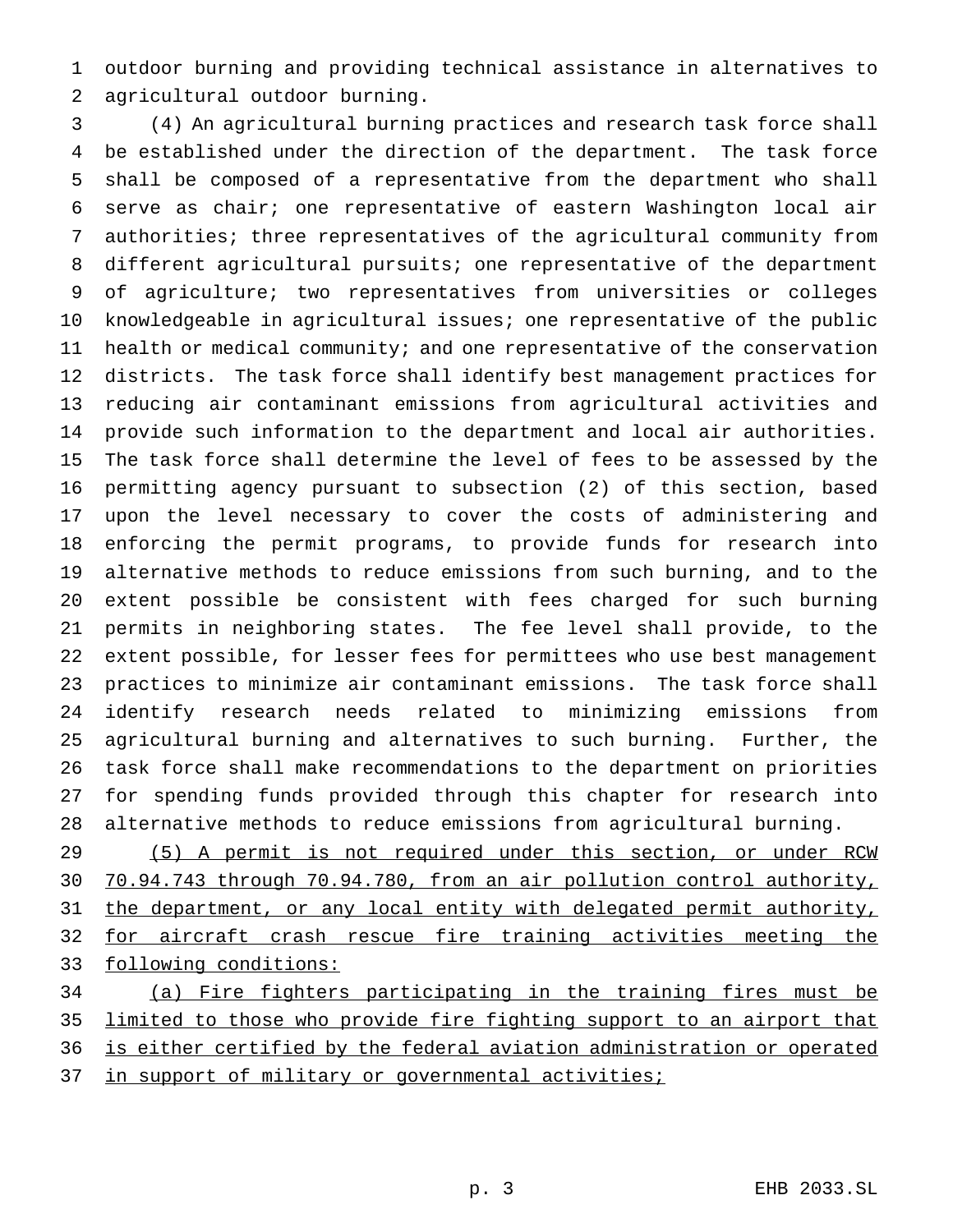outdoor burning and providing technical assistance in alternatives to agricultural outdoor burning.

(4) An agricultural burning practices and research task force shall be established under the direction of the department. The task force shall be composed of a representative from the department who shall serve as chair; one representative of eastern Washington local air authorities; three representatives of the agricultural community from different agricultural pursuits; one representative of the department of agriculture; two representatives from universities or colleges knowledgeable in agricultural issues; one representative of the public health or medical community; and one representative of the conservation districts. The task force shall identify best management practices for reducing air contaminant emissions from agricultural activities and provide such information to the department and local air authorities. The task force shall determine the level of fees to be assessed by the permitting agency pursuant to subsection (2) of this section, based upon the level necessary to cover the costs of administering and enforcing the permit programs, to provide funds for research into alternative methods to reduce emissions from such burning, and to the extent possible be consistent with fees charged for such burning permits in neighboring states. The fee level shall provide, to the extent possible, for lesser fees for permittees who use best management practices to minimize air contaminant emissions. The task force shall identify research needs related to minimizing emissions from agricultural burning and alternatives to such burning. Further, the task force shall make recommendations to the department on priorities for spending funds provided through this chapter for research into alternative methods to reduce emissions from agricultural burning.

<u>(5) A permit is not required under this section, or under RCW 70.94.743 through 70.94.780, from an air pollution control authority, the department, or any local entity with delegated permit authority, for aircraft crash rescue fire training activities meeting the following conditions:</u>

<u>(a) Fire fighters participating in the training fires must be limited to those who provide fire fighting support to an airport that is either certified by the federal aviation administration or operated in support of military or governmental activities;</u>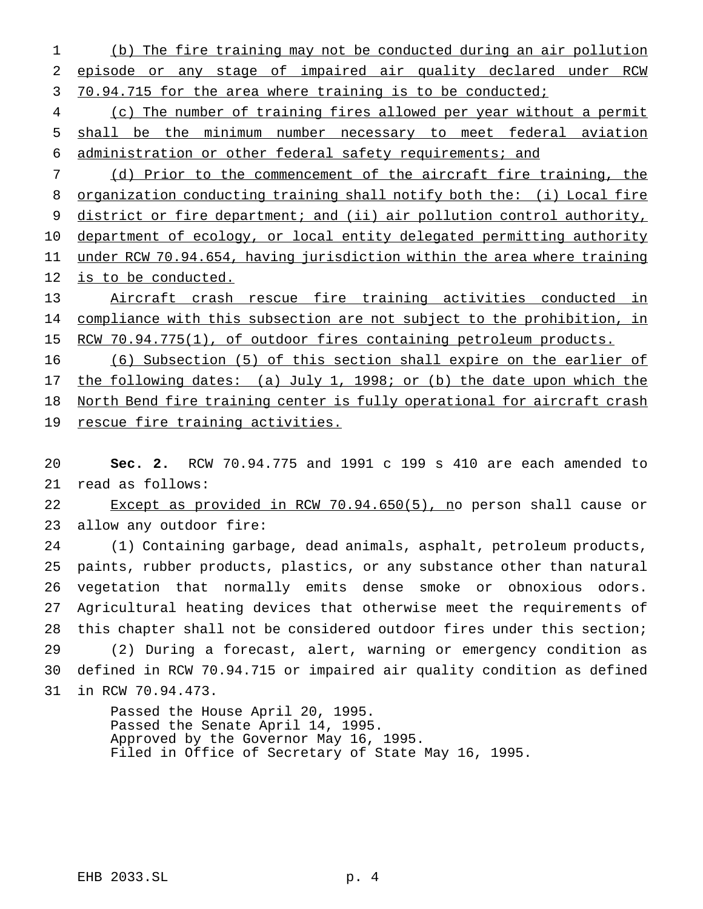(b) The fire training may not be conducted during an air pollution episode or any stage of impaired air quality declared under RCW 70.94.715 for the area where training is to be conducted;

(c) The number of training fires allowed per year without a permit shall be the minimum number necessary to meet federal aviation administration or other federal safety requirements; and

(d) Prior to the commencement of the aircraft fire training, the organization conducting training shall notify both the: (i) Local fire district or fire department; and (ii) air pollution control authority, department of ecology, or local entity delegated permitting authority under RCW 70.94.654, having jurisdiction within the area where training is to be conducted.

Aircraft crash rescue fire training activities conducted in compliance with this subsection are not subject to the prohibition, in RCW 70.94.775(1), of outdoor fires containing petroleum products.

(6) Subsection (5) of this section shall expire on the earlier of the following dates: (a) July 1, 1998; or (b) the date upon which the North Bend fire training center is fully operational for aircraft crash rescue fire training activities.

**Sec. 2.** RCW 70.94.775 and 1991 c 199 s 410 are each amended to read as follows:

Except as provided in RCW 70.94.650(5), no person shall cause or allow any outdoor fire:

(1) Containing garbage, dead animals, asphalt, petroleum products, paints, rubber products, plastics, or any substance other than natural vegetation that normally emits dense smoke or obnoxious odors. Agricultural heating devices that otherwise meet the requirements of this chapter shall not be considered outdoor fires under this section;

(2) During a forecast, alert, warning or emergency condition as defined in RCW 70.94.715 or impaired air quality condition as defined in RCW 70.94.473.

Passed the House April 20, 1995.
Passed the Senate April 14, 1995.
Approved by the Governor May 16, 1995.
Filed in Office of Secretary of State May 16, 1995.